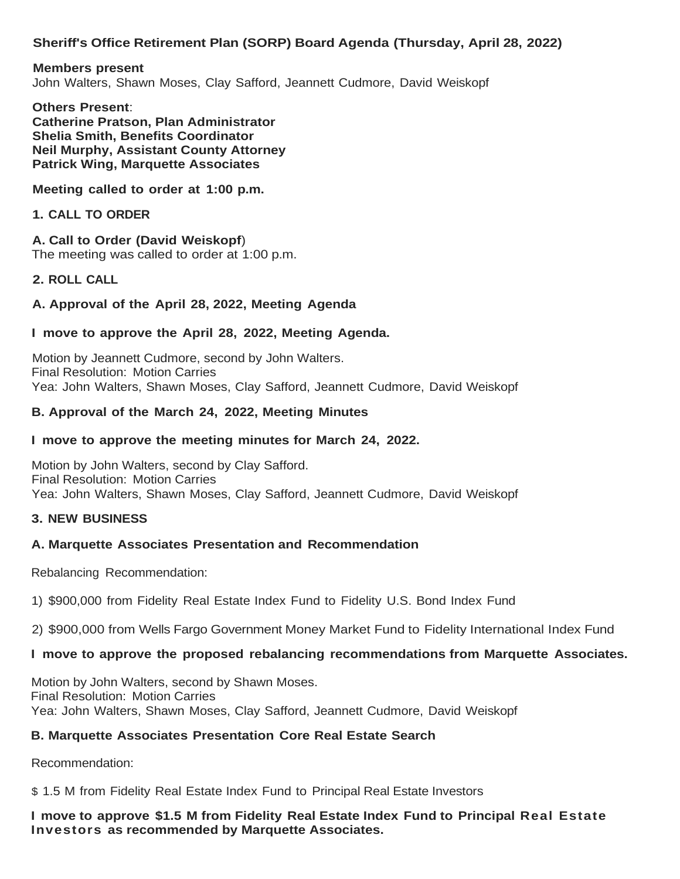## Sheriff's Office Retirement Plan (SORP) Board Agenda (Thursday, April 28, 2022)

**Members present**
John Walters, Shawn Moses, Clay Safford, Jeannett Cudmore, David Weiskopf

**Others Present**:
**Catherine Pratson, Plan Administrator**
**Shelia Smith, Benefits Coordinator**
**Neil Murphy, Assistant County Attorney**
**Patrick Wing, Marquette Associates**

**Meeting called to order at 1:00 p.m.**

### 1. CALL TO ORDER

**A. Call to Order (David Weiskopf**)
The meeting was called to order at 1:00 p.m.

### 2. ROLL CALL

**A. Approval of the April 28, 2022, Meeting Agenda**

**I move to approve the April 28, 2022, Meeting Agenda.**

Motion by Jeannett Cudmore, second by John Walters.
Final Resolution: Motion Carries
Yea: John Walters, Shawn Moses, Clay Safford, Jeannett Cudmore, David Weiskopf

**B. Approval of the March 24, 2022, Meeting Minutes**

**I move to approve the meeting minutes for March 24, 2022.**

Motion by John Walters, second by Clay Safford.
Final Resolution: Motion Carries
Yea: John Walters, Shawn Moses, Clay Safford, Jeannett Cudmore, David Weiskopf

### 3. NEW BUSINESS

**A. Marquette Associates Presentation and Recommendation**

Rebalancing Recommendation:

1) $900,000 from Fidelity Real Estate Index Fund to Fidelity U.S. Bond Index Fund

2) $900,000 from Wells Fargo Government Money Market Fund to Fidelity International Index Fund

**I move to approve the proposed rebalancing recommendations from Marquette Associates.**

Motion by John Walters, second by Shawn Moses.
Final Resolution: Motion Carries
Yea: John Walters, Shawn Moses, Clay Safford, Jeannett Cudmore, David Weiskopf

**B. Marquette Associates Presentation Core Real Estate Search**

Recommendation:

$ 1.5 M from Fidelity Real Estate Index Fund to Principal Real Estate Investors

**I move to approve $1.5 M from Fidelity Real Estate Index Fund to Principal Real Estate Investors as recommended by Marquette Associates.**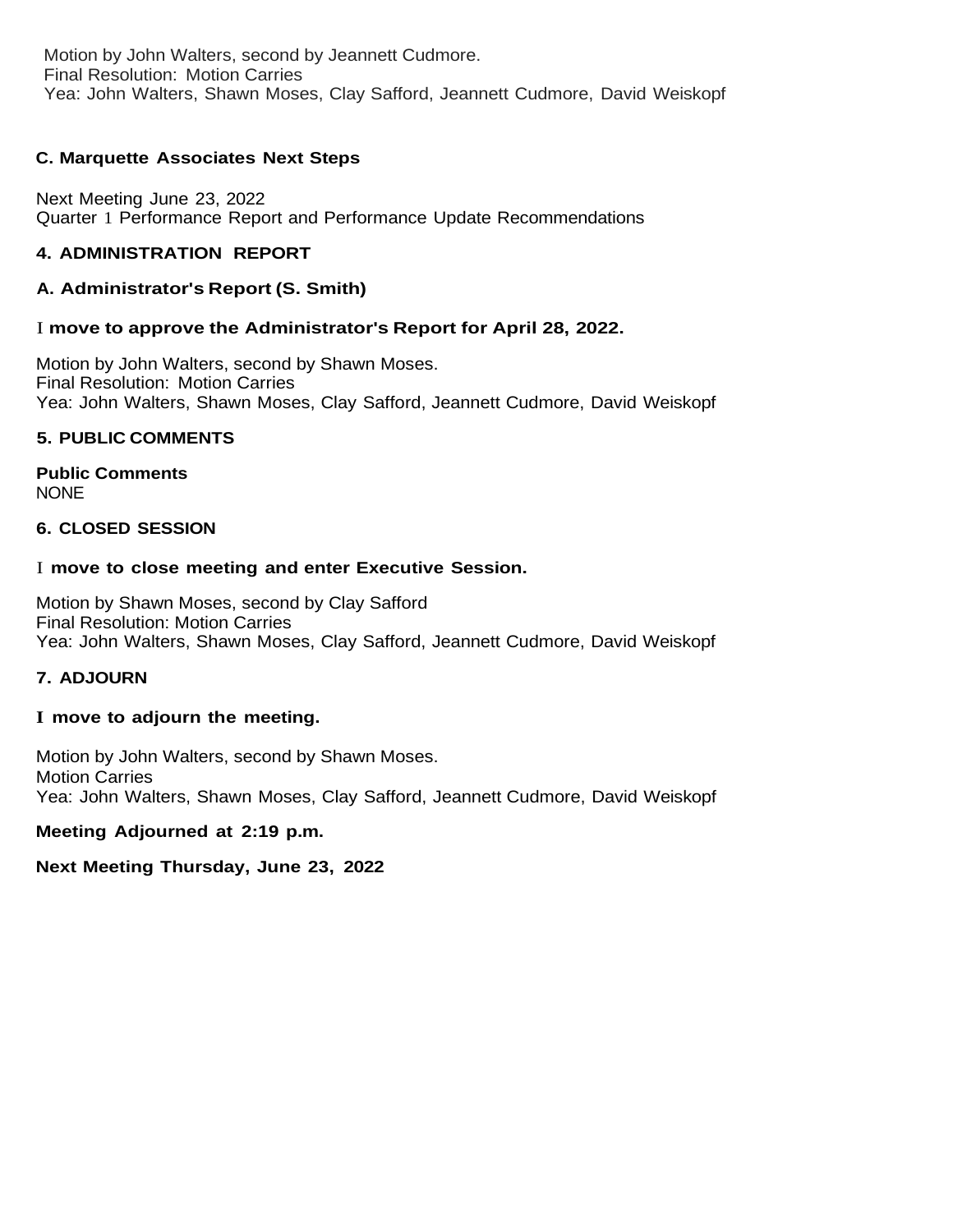Motion by John Walters, second by Jeannett Cudmore.
Final Resolution: Motion Carries
Yea: John Walters, Shawn Moses, Clay Safford, Jeannett Cudmore, David Weiskopf

### C. Marquette Associates Next Steps

Next Meeting June 23, 2022
Quarter 1 Performance Report and Performance Update Recommendations

## 4. ADMINISTRATION REPORT

### A. Administrator's Report (S. Smith)

**I move to approve the Administrator's Report for April 28, 2022.**

Motion by John Walters, second by Shawn Moses.
Final Resolution: Motion Carries
Yea: John Walters, Shawn Moses, Clay Safford, Jeannett Cudmore, David Weiskopf

## 5. PUBLIC COMMENTS

**Public Comments**
NONE

## 6. CLOSED SESSION

**I move to close meeting and enter Executive Session.**

Motion by Shawn Moses, second by Clay Safford
Final Resolution: Motion Carries
Yea: John Walters, Shawn Moses, Clay Safford, Jeannett Cudmore, David Weiskopf

## 7. ADJOURN

**I move to adjourn the meeting.**

Motion by John Walters, second by Shawn Moses.
Motion Carries
Yea: John Walters, Shawn Moses, Clay Safford, Jeannett Cudmore, David Weiskopf

**Meeting Adjourned at 2:19 p.m.**

**Next Meeting Thursday, June 23, 2022**